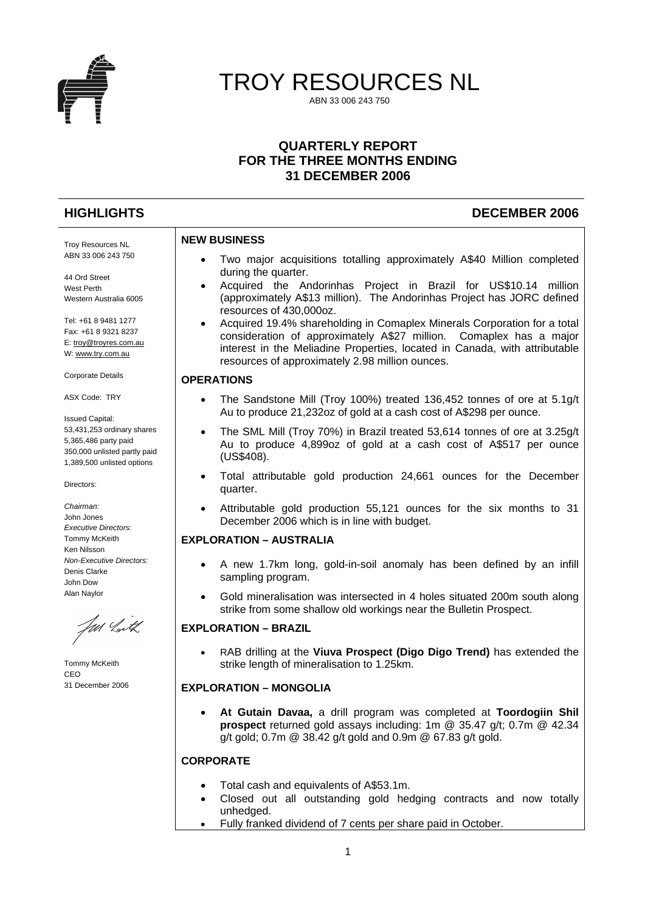# TROY RESOURCES NL

ABN 33 006 243 750

## QUARTERLY REPORT FOR THE THREE MONTHS ENDING 31 DECEMBER 2006

## HIGHLIGHTS DECEMBER 2006

Troy Resources NL
ABN 33 006 243 750

44 Ord Street
West Perth
Western Australia 6005

Tel: +61 8 9481 1277
Fax: +61 8 9321 8237
E: troy@troyres.com.au
W: www.try.com.au

Corporate Details

ASX Code: TRY

Issued Capital:
53,431,253 ordinary shares
5,365,486 party paid
350,000 unlisted partly paid
1,389,500 unlisted options

Directors:

*Chairman:*
John Jones
*Executive Directors:*
Tommy McKeith
Ken Nilsson
*Non-Executive Directors:*
Denis Clarke
John Dow
Alan Naylor

Tommy McKeith
CEO
31 December 2006

### NEW BUSINESS

- Two major acquisitions totalling approximately A$40 Million completed during the quarter.
- Acquired the Andorinhas Project in Brazil for US$10.14 million (approximately A$13 million). The Andorinhas Project has JORC defined resources of 430,000oz.
- Acquired 19.4% shareholding in Comaplex Minerals Corporation for a total consideration of approximately A$27 million. Comaplex has a major interest in the Meliadine Properties, located in Canada, with attributable resources of approximately 2.98 million ounces.

### OPERATIONS

- The Sandstone Mill (Troy 100%) treated 136,452 tonnes of ore at 5.1g/t Au to produce 21,232oz of gold at a cash cost of A$298 per ounce.
- The SML Mill (Troy 70%) in Brazil treated 53,614 tonnes of ore at 3.25g/t Au to produce 4,899oz of gold at a cash cost of A$517 per ounce (US$408).
- Total attributable gold production 24,661 ounces for the December quarter.
- Attributable gold production 55,121 ounces for the six months to 31 December 2006 which is in line with budget.

### EXPLORATION – AUSTRALIA

- A new 1.7km long, gold-in-soil anomaly has been defined by an infill sampling program.
- Gold mineralisation was intersected in 4 holes situated 200m south along strike from some shallow old workings near the Bulletin Prospect.

### EXPLORATION – BRAZIL

- RAB drilling at the **Viuva Prospect (Digo Digo Trend)** has extended the strike length of mineralisation to 1.25km.

### EXPLORATION – MONGOLIA

- **At Gutain Davaa,** a drill program was completed at **Toordogiin Shil prospect** returned gold assays including: 1m @ 35.47 g/t; 0.7m @ 42.34 g/t gold; 0.7m @ 38.42 g/t gold and 0.9m @ 67.83 g/t gold.

### CORPORATE

- Total cash and equivalents of A$53.1m.
- Closed out all outstanding gold hedging contracts and now totally unhedged.
- Fully franked dividend of 7 cents per share paid in October.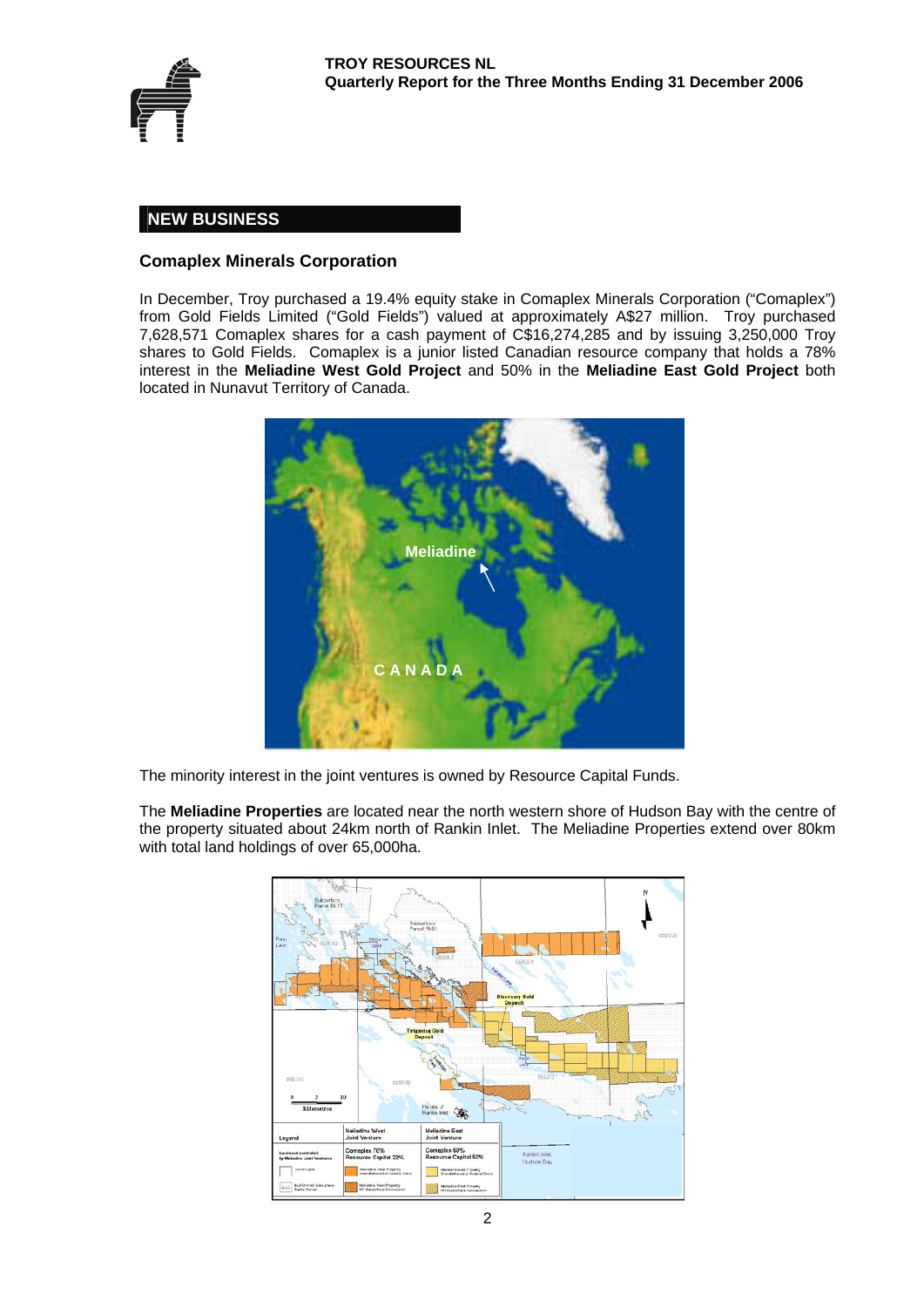## NEW BUSINESS

### Comaplex Minerals Corporation

In December, Troy purchased a 19.4% equity stake in Comaplex Minerals Corporation ("Comaplex") from Gold Fields Limited ("Gold Fields") valued at approximately A$27 million. Troy purchased 7,628,571 Comaplex shares for a cash payment of C$16,274,285 and by issuing 3,250,000 Troy shares to Gold Fields. Comaplex is a junior listed Canadian resource company that holds a 78% interest in the **Meliadine West Gold Project** and 50% in the **Meliadine East Gold Project** both located in Nunavut Territory of Canada.

The minority interest in the joint ventures is owned by Resource Capital Funds.

The **Meliadine Properties** are located near the north western shore of Hudson Bay with the centre of the property situated about 24km north of Rankin Inlet. The Meliadine Properties extend over 80km with total land holdings of over 65,000ha.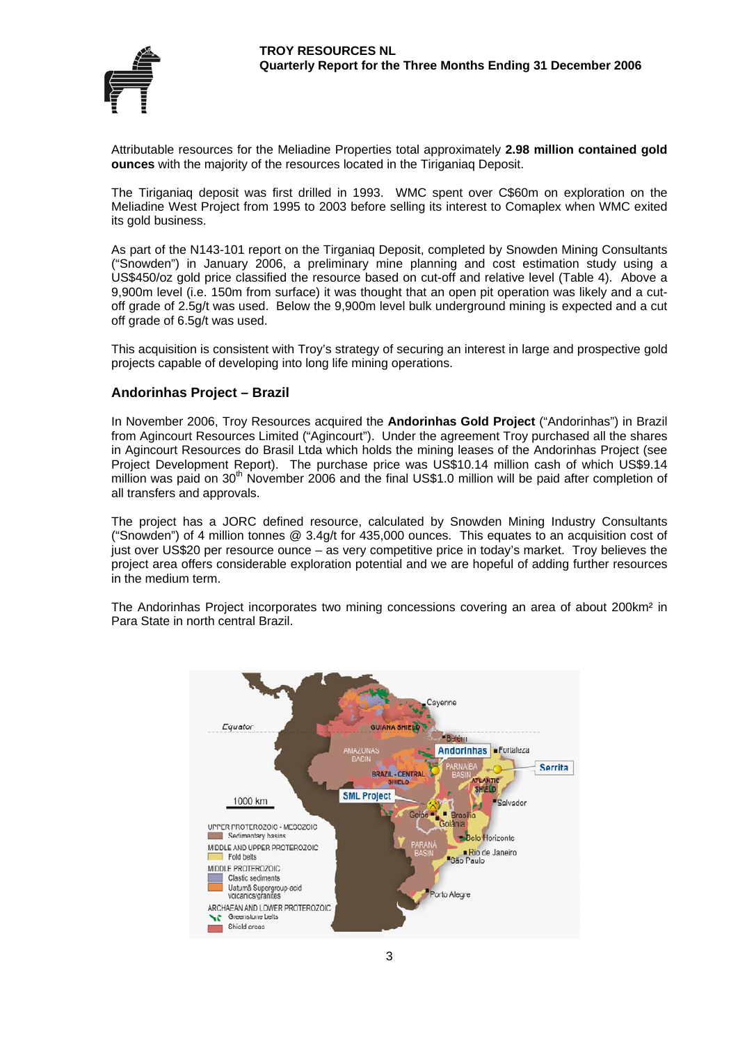Attributable resources for the Meliadine Properties total approximately **2.98 million contained gold ounces** with the majority of the resources located in the Tiriganiaq Deposit.

The Tiriganiaq deposit was first drilled in 1993. WMC spent over C$60m on exploration on the Meliadine West Project from 1995 to 2003 before selling its interest to Comaplex when WMC exited its gold business.

As part of the N143-101 report on the Tirganiaq Deposit, completed by Snowden Mining Consultants ("Snowden") in January 2006, a preliminary mine planning and cost estimation study using a US$450/oz gold price classified the resource based on cut-off and relative level (Table 4). Above a 9,900m level (i.e. 150m from surface) it was thought that an open pit operation was likely and a cut-off grade of 2.5g/t was used. Below the 9,900m level bulk underground mining is expected and a cut off grade of 6.5g/t was used.

This acquisition is consistent with Troy's strategy of securing an interest in large and prospective gold projects capable of developing into long life mining operations.

## Andorinhas Project – Brazil

In November 2006, Troy Resources acquired the **Andorinhas Gold Project** ("Andorinhas") in Brazil from Agincourt Resources Limited ("Agincourt"). Under the agreement Troy purchased all the shares in Agincourt Resources do Brasil Ltda which holds the mining leases of the Andorinhas Project (see Project Development Report). The purchase price was US$10.14 million cash of which US$9.14 million was paid on 30th November 2006 and the final US$1.0 million will be paid after completion of all transfers and approvals.

The project has a JORC defined resource, calculated by Snowden Mining Industry Consultants ("Snowden") of 4 million tonnes @ 3.4g/t for 435,000 ounces. This equates to an acquisition cost of just over US$20 per resource ounce – as very competitive price in today's market. Troy believes the project area offers considerable exploration potential and we are hopeful of adding further resources in the medium term.

The Andorinhas Project incorporates two mining concessions covering an area of about 200km² in Para State in north central Brazil.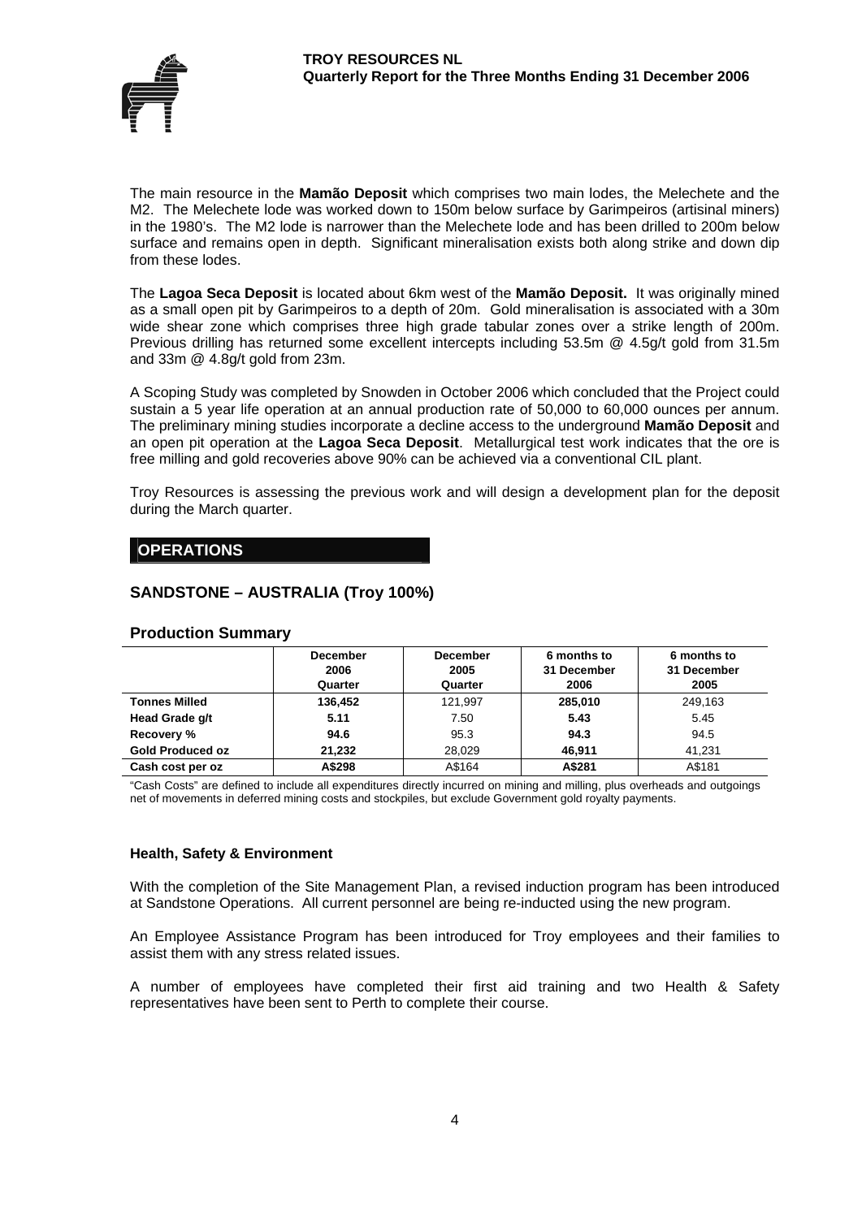The main resource in the **Mamão Deposit** which comprises two main lodes, the Melechete and the M2. The Melechete lode was worked down to 150m below surface by Garimpeiros (artisinal miners) in the 1980's. The M2 lode is narrower than the Melechete lode and has been drilled to 200m below surface and remains open in depth. Significant mineralisation exists both along strike and down dip from these lodes.

The **Lagoa Seca Deposit** is located about 6km west of the **Mamão Deposit.** It was originally mined as a small open pit by Garimpeiros to a depth of 20m. Gold mineralisation is associated with a 30m wide shear zone which comprises three high grade tabular zones over a strike length of 200m. Previous drilling has returned some excellent intercepts including 53.5m @ 4.5g/t gold from 31.5m and 33m @ 4.8g/t gold from 23m.

A Scoping Study was completed by Snowden in October 2006 which concluded that the Project could sustain a 5 year life operation at an annual production rate of 50,000 to 60,000 ounces per annum. The preliminary mining studies incorporate a decline access to the underground **Mamão Deposit** and an open pit operation at the **Lagoa Seca Deposit**. Metallurgical test work indicates that the ore is free milling and gold recoveries above 90% can be achieved via a conventional CIL plant.

Troy Resources is assessing the previous work and will design a development plan for the deposit during the March quarter.

# OPERATIONS

## SANDSTONE – AUSTRALIA (Troy 100%)

### Production Summary

| | December 2006 Quarter | December 2005 Quarter | 6 months to 31 December 2006 | 6 months to 31 December 2005 |
|---|---|---|---|---|
| **Tonnes Milled** | **136,452** | 121,997 | **285,010** | 249,163 |
| **Head Grade g/t** | **5.11** | 7.50 | **5.43** | 5.45 |
| **Recovery %** | **94.6** | 95.3 | **94.3** | 94.5 |
| **Gold Produced oz** | **21,232** | 28,029 | **46,911** | 41,231 |
| **Cash cost per oz** | **A$298** | A$164 | **A$281** | A$181 |

"Cash Costs" are defined to include all expenditures directly incurred on mining and milling, plus overheads and outgoings net of movements in deferred mining costs and stockpiles, but exclude Government gold royalty payments.

**Health, Safety & Environment**

With the completion of the Site Management Plan, a revised induction program has been introduced at Sandstone Operations. All current personnel are being re-inducted using the new program.

An Employee Assistance Program has been introduced for Troy employees and their families to assist them with any stress related issues.

A number of employees have completed their first aid training and two Health & Safety representatives have been sent to Perth to complete their course.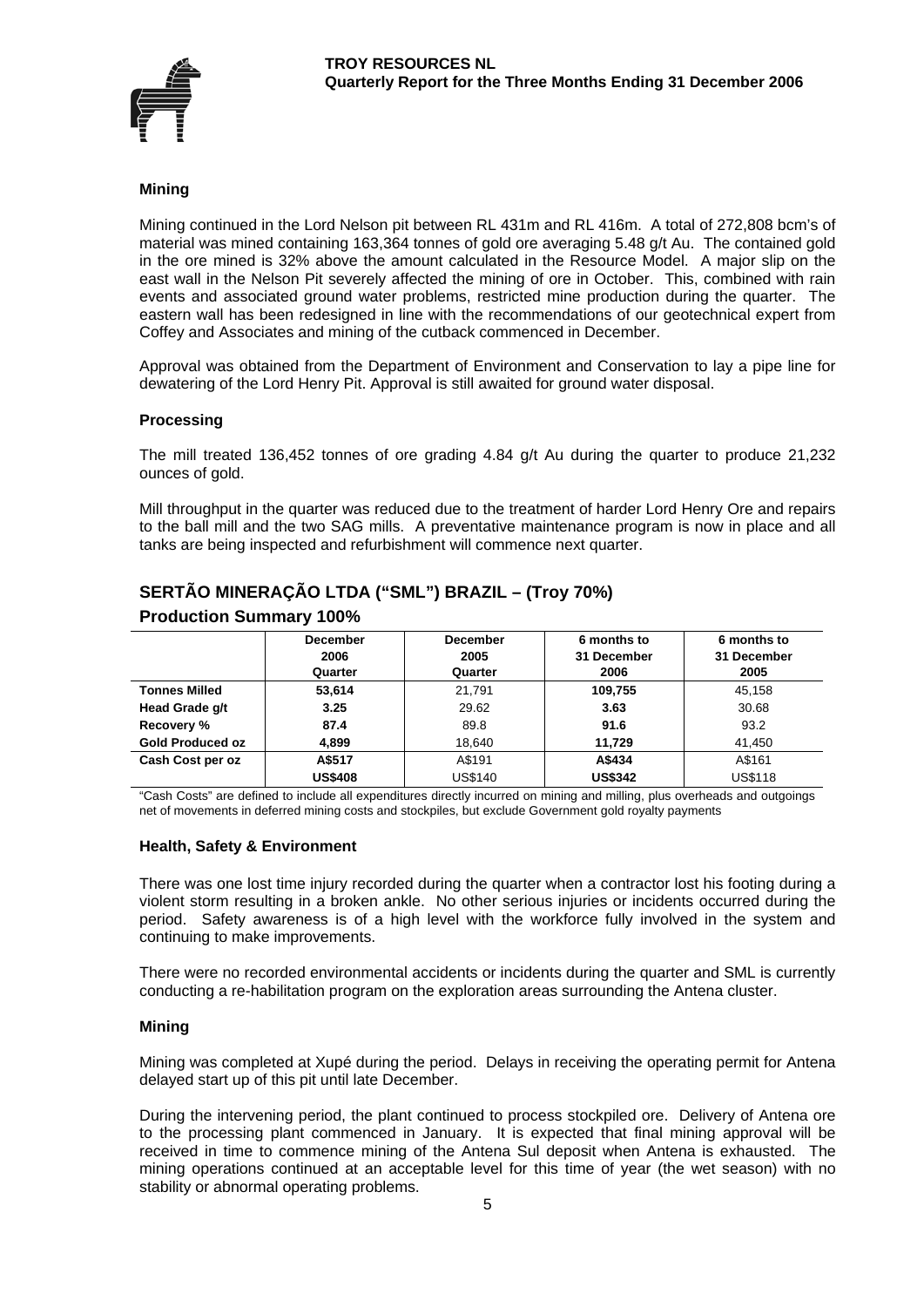### Mining

Mining continued in the Lord Nelson pit between RL 431m and RL 416m. A total of 272,808 bcm's of material was mined containing 163,364 tonnes of gold ore averaging 5.48 g/t Au. The contained gold in the ore mined is 32% above the amount calculated in the Resource Model. A major slip on the east wall in the Nelson Pit severely affected the mining of ore in October. This, combined with rain events and associated ground water problems, restricted mine production during the quarter. The eastern wall has been redesigned in line with the recommendations of our geotechnical expert from Coffey and Associates and mining of the cutback commenced in December.

Approval was obtained from the Department of Environment and Conservation to lay a pipe line for dewatering of the Lord Henry Pit. Approval is still awaited for ground water disposal.

### Processing

The mill treated 136,452 tonnes of ore grading 4.84 g/t Au during the quarter to produce 21,232 ounces of gold.

Mill throughput in the quarter was reduced due to the treatment of harder Lord Henry Ore and repairs to the ball mill and the two SAG mills. A preventative maintenance program is now in place and all tanks are being inspected and refurbishment will commence next quarter.

## SERTÃO MINERAÇÃO LTDA ("SML") BRAZIL – (Troy 70%)

### Production Summary 100%

| | December 2006 Quarter | December 2005 Quarter | 6 months to 31 December 2006 | 6 months to 31 December 2005 |
|---|---|---|---|---|
| **Tonnes Milled** | **53,614** | 21,791 | **109,755** | 45,158 |
| **Head Grade g/t** | **3.25** | 29.62 | **3.63** | 30.68 |
| **Recovery %** | **87.4** | 89.8 | **91.6** | 93.2 |
| **Gold Produced oz** | **4,899** | 18,640 | **11,729** | 41,450 |
| **Cash Cost per oz** | **A$517** | A$191 | **A$434** | A$161 |
| | **US$408** | US$140 | **US$342** | US$118 |

"Cash Costs" are defined to include all expenditures directly incurred on mining and milling, plus overheads and outgoings net of movements in deferred mining costs and stockpiles, but exclude Government gold royalty payments

### Health, Safety & Environment

There was one lost time injury recorded during the quarter when a contractor lost his footing during a violent storm resulting in a broken ankle. No other serious injuries or incidents occurred during the period. Safety awareness is of a high level with the workforce fully involved in the system and continuing to make improvements.

There were no recorded environmental accidents or incidents during the quarter and SML is currently conducting a re-habilitation program on the exploration areas surrounding the Antena cluster.

### Mining

Mining was completed at Xupé during the period. Delays in receiving the operating permit for Antena delayed start up of this pit until late December.

During the intervening period, the plant continued to process stockpiled ore. Delivery of Antena ore to the processing plant commenced in January. It is expected that final mining approval will be received in time to commence mining of the Antena Sul deposit when Antena is exhausted. The mining operations continued at an acceptable level for this time of year (the wet season) with no stability or abnormal operating problems.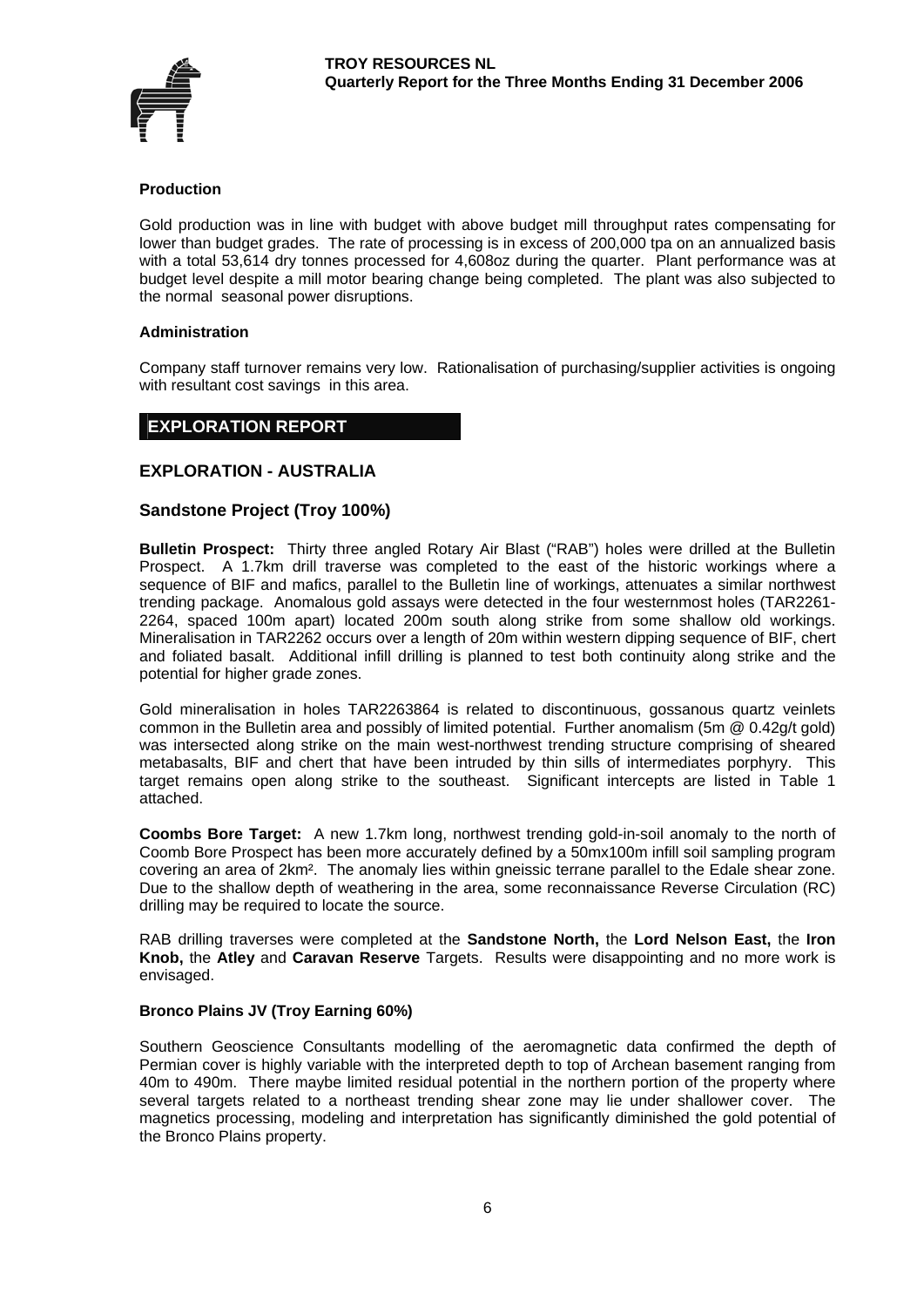### Production

Gold production was in line with budget with above budget mill throughput rates compensating for lower than budget grades. The rate of processing is in excess of 200,000 tpa on an annualized basis with a total 53,614 dry tonnes processed for 4,608oz during the quarter. Plant performance was at budget level despite a mill motor bearing change being completed. The plant was also subjected to the normal seasonal power disruptions.

### Administration

Company staff turnover remains very low. Rationalisation of purchasing/supplier activities is ongoing with resultant cost savings in this area.

# EXPLORATION REPORT

## EXPLORATION - AUSTRALIA

### Sandstone Project (Troy 100%)

**Bulletin Prospect:** Thirty three angled Rotary Air Blast ("RAB") holes were drilled at the Bulletin Prospect. A 1.7km drill traverse was completed to the east of the historic workings where a sequence of BIF and mafics, parallel to the Bulletin line of workings, attenuates a similar northwest trending package. Anomalous gold assays were detected in the four westernmost holes (TAR2261-2264, spaced 100m apart) located 200m south along strike from some shallow old workings. Mineralisation in TAR2262 occurs over a length of 20m within western dipping sequence of BIF, chert and foliated basalt. Additional infill drilling is planned to test both continuity along strike and the potential for higher grade zones.

Gold mineralisation in holes TAR2263864 is related to discontinuous, gossanous quartz veinlets common in the Bulletin area and possibly of limited potential. Further anomalism (5m @ 0.42g/t gold) was intersected along strike on the main west-northwest trending structure comprising of sheared metabasalts, BIF and chert that have been intruded by thin sills of intermediates porphyry. This target remains open along strike to the southeast. Significant intercepts are listed in Table 1 attached.

**Coombs Bore Target:** A new 1.7km long, northwest trending gold-in-soil anomaly to the north of Coomb Bore Prospect has been more accurately defined by a 50mx100m infill soil sampling program covering an area of 2km². The anomaly lies within gneissic terrane parallel to the Edale shear zone. Due to the shallow depth of weathering in the area, some reconnaissance Reverse Circulation (RC) drilling may be required to locate the source.

RAB drilling traverses were completed at the **Sandstone North,** the **Lord Nelson East,** the **Iron Knob,** the **Atley** and **Caravan Reserve** Targets. Results were disappointing and no more work is envisaged.

### Bronco Plains JV (Troy Earning 60%)

Southern Geoscience Consultants modelling of the aeromagnetic data confirmed the depth of Permian cover is highly variable with the interpreted depth to top of Archean basement ranging from 40m to 490m. There maybe limited residual potential in the northern portion of the property where several targets related to a northeast trending shear zone may lie under shallower cover. The magnetics processing, modeling and interpretation has significantly diminished the gold potential of the Bronco Plains property.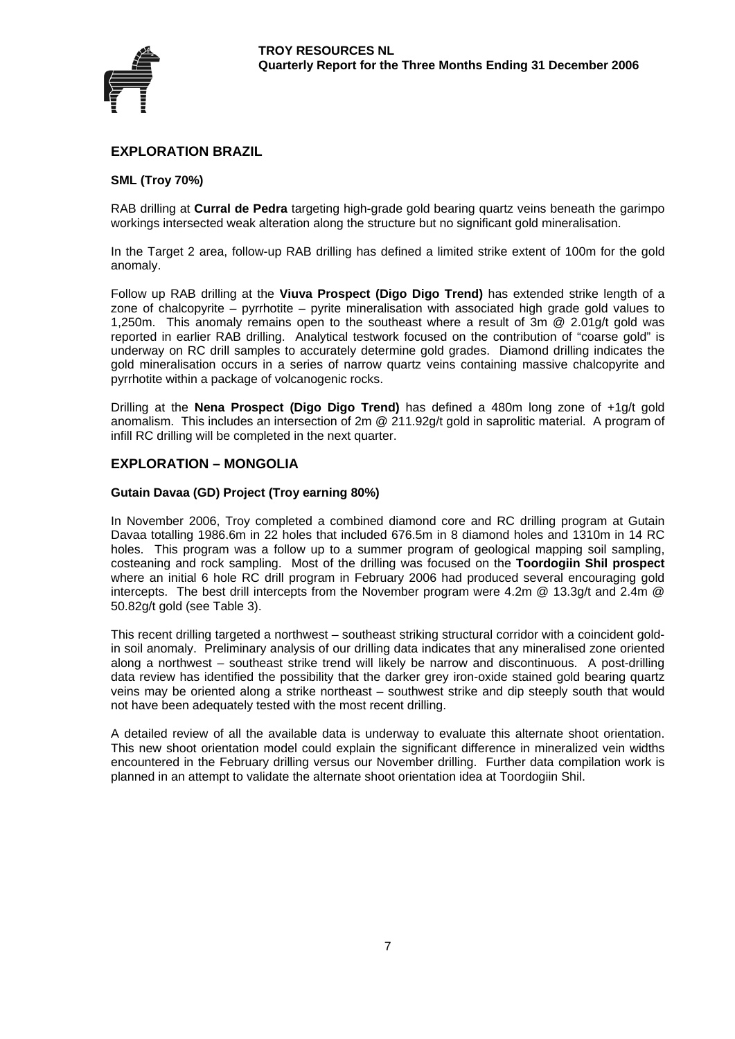## EXPLORATION BRAZIL

### SML (Troy 70%)

RAB drilling at **Curral de Pedra** targeting high-grade gold bearing quartz veins beneath the garimpo workings intersected weak alteration along the structure but no significant gold mineralisation.

In the Target 2 area, follow-up RAB drilling has defined a limited strike extent of 100m for the gold anomaly.

Follow up RAB drilling at the **Viuva Prospect (Digo Digo Trend)** has extended strike length of a zone of chalcopyrite – pyrrhotite – pyrite mineralisation with associated high grade gold values to 1,250m. This anomaly remains open to the southeast where a result of 3m @ 2.01g/t gold was reported in earlier RAB drilling. Analytical testwork focused on the contribution of "coarse gold" is underway on RC drill samples to accurately determine gold grades. Diamond drilling indicates the gold mineralisation occurs in a series of narrow quartz veins containing massive chalcopyrite and pyrrhotite within a package of volcanogenic rocks.

Drilling at the **Nena Prospect (Digo Digo Trend)** has defined a 480m long zone of +1g/t gold anomalism. This includes an intersection of 2m @ 211.92g/t gold in saprolitic material. A program of infill RC drilling will be completed in the next quarter.

## EXPLORATION – MONGOLIA

### Gutain Davaa (GD) Project (Troy earning 80%)

In November 2006, Troy completed a combined diamond core and RC drilling program at Gutain Davaa totalling 1986.6m in 22 holes that included 676.5m in 8 diamond holes and 1310m in 14 RC holes. This program was a follow up to a summer program of geological mapping soil sampling, costeaning and rock sampling. Most of the drilling was focused on the **Toordogiin Shil prospect** where an initial 6 hole RC drill program in February 2006 had produced several encouraging gold intercepts. The best drill intercepts from the November program were 4.2m @ 13.3g/t and 2.4m @ 50.82g/t gold (see Table 3).

This recent drilling targeted a northwest – southeast striking structural corridor with a coincident gold-in soil anomaly. Preliminary analysis of our drilling data indicates that any mineralised zone oriented along a northwest – southeast strike trend will likely be narrow and discontinuous. A post-drilling data review has identified the possibility that the darker grey iron-oxide stained gold bearing quartz veins may be oriented along a strike northeast – southwest strike and dip steeply south that would not have been adequately tested with the most recent drilling.

A detailed review of all the available data is underway to evaluate this alternate shoot orientation. This new shoot orientation model could explain the significant difference in mineralized vein widths encountered in the February drilling versus our November drilling. Further data compilation work is planned in an attempt to validate the alternate shoot orientation idea at Toordogiin Shil.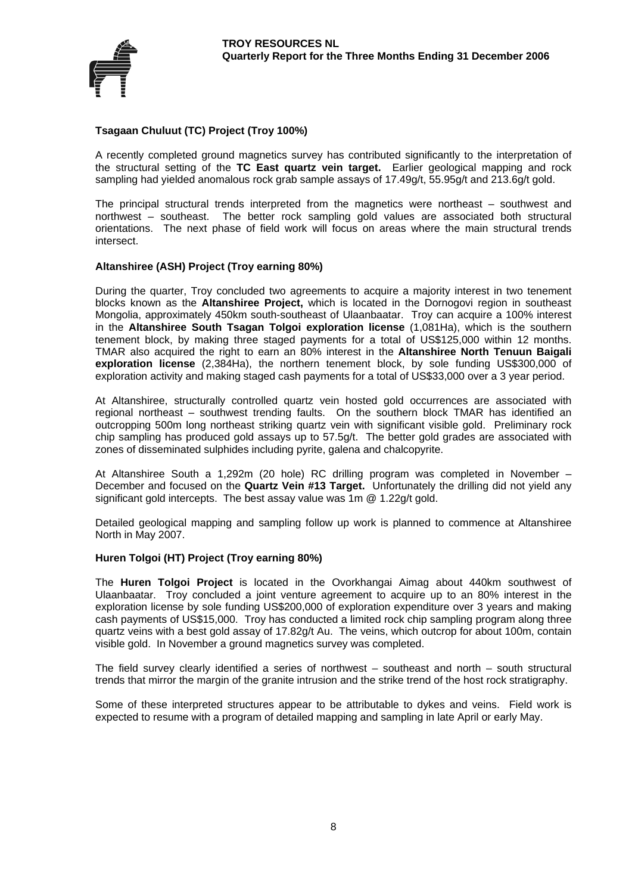**Tsagaan Chuluut (TC) Project (Troy 100%)**

A recently completed ground magnetics survey has contributed significantly to the interpretation of the structural setting of the **TC East quartz vein target.** Earlier geological mapping and rock sampling had yielded anomalous rock grab sample assays of 17.49g/t, 55.95g/t and 213.6g/t gold.

The principal structural trends interpreted from the magnetics were northeast – southwest and northwest – southeast. The better rock sampling gold values are associated both structural orientations. The next phase of field work will focus on areas where the main structural trends intersect.

**Altanshiree (ASH) Project (Troy earning 80%)**

During the quarter, Troy concluded two agreements to acquire a majority interest in two tenement blocks known as the **Altanshiree Project,** which is located in the Dornogovi region in southeast Mongolia, approximately 450km south-southeast of Ulaanbaatar. Troy can acquire a 100% interest in the **Altanshiree South Tsagan Tolgoi exploration license** (1,081Ha), which is the southern tenement block, by making three staged payments for a total of US$125,000 within 12 months. TMAR also acquired the right to earn an 80% interest in the **Altanshiree North Tenuun Baigali exploration license** (2,384Ha), the northern tenement block, by sole funding US$300,000 of exploration activity and making staged cash payments for a total of US$33,000 over a 3 year period.

At Altanshiree, structurally controlled quartz vein hosted gold occurrences are associated with regional northeast – southwest trending faults. On the southern block TMAR has identified an outcropping 500m long northeast striking quartz vein with significant visible gold. Preliminary rock chip sampling has produced gold assays up to 57.5g/t. The better gold grades are associated with zones of disseminated sulphides including pyrite, galena and chalcopyrite.

At Altanshiree South a 1,292m (20 hole) RC drilling program was completed in November – December and focused on the **Quartz Vein #13 Target.** Unfortunately the drilling did not yield any significant gold intercepts. The best assay value was 1m @ 1.22g/t gold.

Detailed geological mapping and sampling follow up work is planned to commence at Altanshiree North in May 2007.

**Huren Tolgoi (HT) Project (Troy earning 80%)**

The **Huren Tolgoi Project** is located in the Ovorkhangai Aimag about 440km southwest of Ulaanbaatar. Troy concluded a joint venture agreement to acquire up to an 80% interest in the exploration license by sole funding US$200,000 of exploration expenditure over 3 years and making cash payments of US$15,000. Troy has conducted a limited rock chip sampling program along three quartz veins with a best gold assay of 17.82g/t Au. The veins, which outcrop for about 100m, contain visible gold. In November a ground magnetics survey was completed.

The field survey clearly identified a series of northwest – southeast and north – south structural trends that mirror the margin of the granite intrusion and the strike trend of the host rock stratigraphy.

Some of these interpreted structures appear to be attributable to dykes and veins. Field work is expected to resume with a program of detailed mapping and sampling in late April or early May.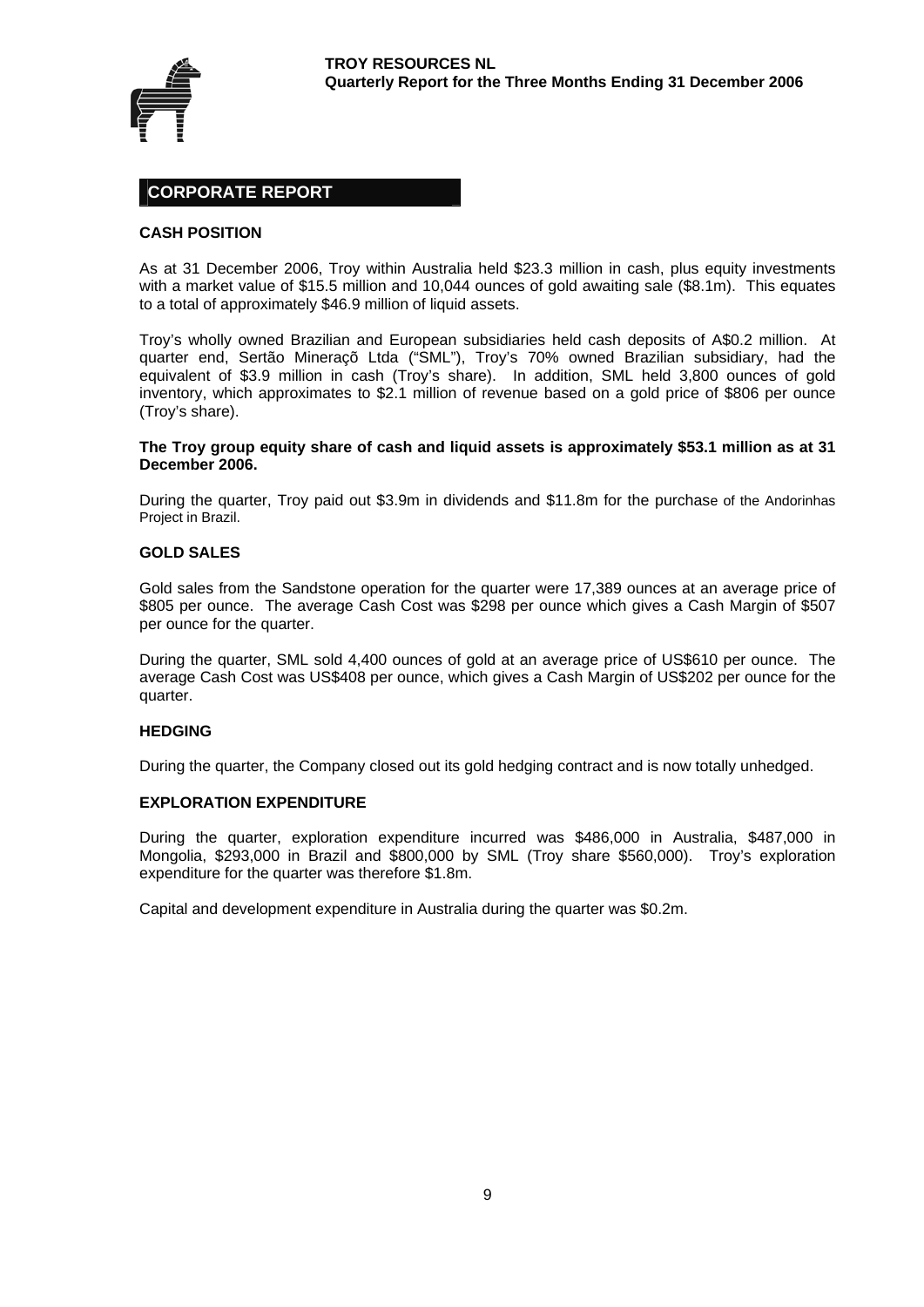# CORPORATE REPORT

## CASH POSITION

As at 31 December 2006, Troy within Australia held $23.3 million in cash, plus equity investments with a market value of $15.5 million and 10,044 ounces of gold awaiting sale ($8.1m). This equates to a total of approximately $46.9 million of liquid assets.

Troy's wholly owned Brazilian and European subsidiaries held cash deposits of A$0.2 million. At quarter end, Sertão Mineraçõ Ltda ("SML"), Troy's 70% owned Brazilian subsidiary, had the equivalent of $3.9 million in cash (Troy's share). In addition, SML held 3,800 ounces of gold inventory, which approximates to $2.1 million of revenue based on a gold price of $806 per ounce (Troy's share).

**The Troy group equity share of cash and liquid assets is approximately $53.1 million as at 31 December 2006.**

During the quarter, Troy paid out $3.9m in dividends and $11.8m for the purchase of the Andorinhas Project in Brazil.

## GOLD SALES

Gold sales from the Sandstone operation for the quarter were 17,389 ounces at an average price of $805 per ounce. The average Cash Cost was $298 per ounce which gives a Cash Margin of $507 per ounce for the quarter.

During the quarter, SML sold 4,400 ounces of gold at an average price of US$610 per ounce. The average Cash Cost was US$408 per ounce, which gives a Cash Margin of US$202 per ounce for the quarter.

## HEDGING

During the quarter, the Company closed out its gold hedging contract and is now totally unhedged.

## EXPLORATION EXPENDITURE

During the quarter, exploration expenditure incurred was $486,000 in Australia, $487,000 in Mongolia, $293,000 in Brazil and $800,000 by SML (Troy share $560,000). Troy's exploration expenditure for the quarter was therefore $1.8m.

Capital and development expenditure in Australia during the quarter was $0.2m.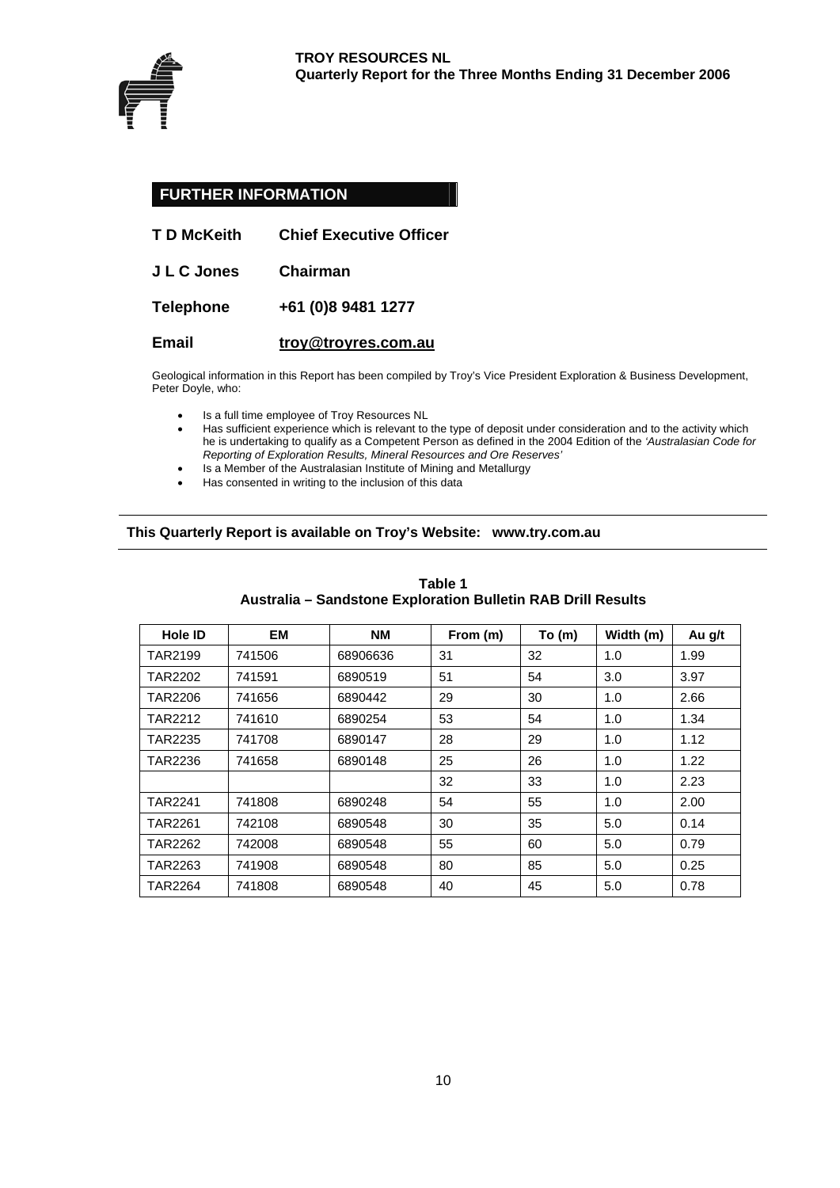## FURTHER INFORMATION

**T D McKeith** **Chief Executive Officer**

**J L C Jones** **Chairman**

**Telephone** **+61 (0)8 9481 1277**

**Email** **troy@troyres.com.au**

Geological information in this Report has been compiled by Troy's Vice President Exploration & Business Development, Peter Doyle, who:

- Is a full time employee of Troy Resources NL
- Has sufficient experience which is relevant to the type of deposit under consideration and to the activity which he is undertaking to qualify as a Competent Person as defined in the 2004 Edition of the *'Australasian Code for Reporting of Exploration Results, Mineral Resources and Ore Reserves'*
- Is a Member of the Australasian Institute of Mining and Metallurgy
- Has consented in writing to the inclusion of this data

**This Quarterly Report is available on Troy's Website: www.try.com.au**

**Table 1**
**Australia – Sandstone Exploration Bulletin RAB Drill Results**

| Hole ID | EM | NM | From (m) | To (m) | Width (m) | Au g/t |
|---|---|---|---|---|---|---|
| TAR2199 | 741506 | 68906636 | 31 | 32 | 1.0 | 1.99 |
| TAR2202 | 741591 | 6890519 | 51 | 54 | 3.0 | 3.97 |
| TAR2206 | 741656 | 6890442 | 29 | 30 | 1.0 | 2.66 |
| TAR2212 | 741610 | 6890254 | 53 | 54 | 1.0 | 1.34 |
| TAR2235 | 741708 | 6890147 | 28 | 29 | 1.0 | 1.12 |
| TAR2236 | 741658 | 6890148 | 25 | 26 | 1.0 | 1.22 |
| | | | 32 | 33 | 1.0 | 2.23 |
| TAR2241 | 741808 | 6890248 | 54 | 55 | 1.0 | 2.00 |
| TAR2261 | 742108 | 6890548 | 30 | 35 | 5.0 | 0.14 |
| TAR2262 | 742008 | 6890548 | 55 | 60 | 5.0 | 0.79 |
| TAR2263 | 741908 | 6890548 | 80 | 85 | 5.0 | 0.25 |
| TAR2264 | 741808 | 6890548 | 40 | 45 | 5.0 | 0.78 |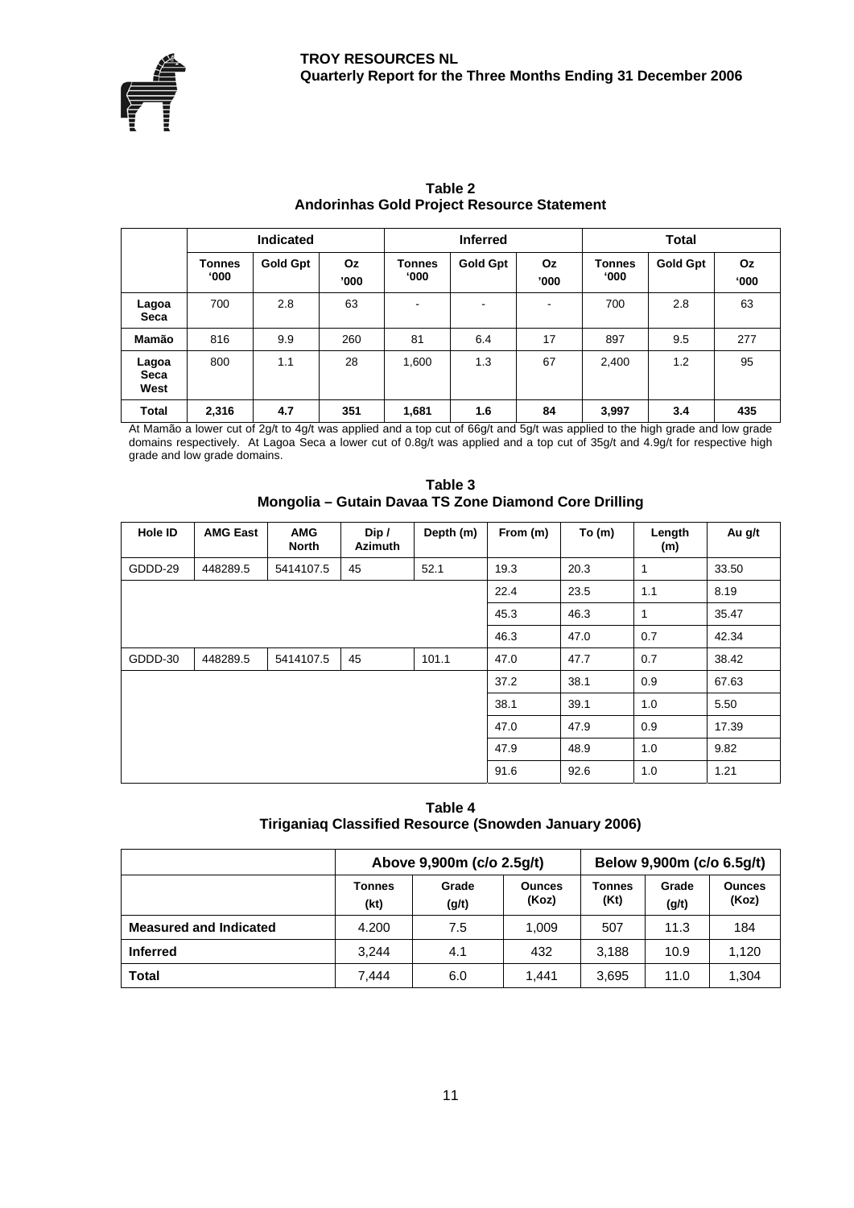**Table 2**
**Andorinhas Gold Project Resource Statement**

| | Indicated | | | Inferred | | | Total | | |
|---|---|---|---|---|---|---|---|---|---|
| | Tonnes '000 | Gold Gpt | Oz '000 | Tonnes '000 | Gold Gpt | Oz '000 | Tonnes '000 | Gold Gpt | Oz '000 |
| **Lagoa Seca** | 700 | 2.8 | 63 | - | - | - | 700 | 2.8 | 63 |
| **Mamão** | 816 | 9.9 | 260 | 81 | 6.4 | 17 | 897 | 9.5 | 277 |
| **Lagoa Seca West** | 800 | 1.1 | 28 | 1,600 | 1.3 | 67 | 2,400 | 1.2 | 95 |
| **Total** | **2,316** | **4.7** | **351** | **1,681** | **1.6** | **84** | **3,997** | **3.4** | **435** |

At Mamão a lower cut of 2g/t to 4g/t was applied and a top cut of 66g/t and 5g/t was applied to the high grade and low grade domains respectively. At Lagoa Seca a lower cut of 0.8g/t was applied and a top cut of 35g/t and 4.9g/t for respective high grade and low grade domains.

**Table 3**
**Mongolia – Gutain Davaa TS Zone Diamond Core Drilling**

| Hole ID | AMG East | AMG North | Dip / Azimuth | Depth (m) | From (m) | To (m) | Length (m) | Au g/t |
|---|---|---|---|---|---|---|---|---|
| GDDD-29 | 448289.5 | 5414107.5 | 45 | 52.1 | 19.3 | 20.3 | 1 | 33.50 |
| | | | | | 22.4 | 23.5 | 1.1 | 8.19 |
| | | | | | 45.3 | 46.3 | 1 | 35.47 |
| | | | | | 46.3 | 47.0 | 0.7 | 42.34 |
| GDDD-30 | 448289.5 | 5414107.5 | 45 | 101.1 | 47.0 | 47.7 | 0.7 | 38.42 |
| | | | | | 37.2 | 38.1 | 0.9 | 67.63 |
| | | | | | 38.1 | 39.1 | 1.0 | 5.50 |
| | | | | | 47.0 | 47.9 | 0.9 | 17.39 |
| | | | | | 47.9 | 48.9 | 1.0 | 9.82 |
| | | | | | 91.6 | 92.6 | 1.0 | 1.21 |

**Table 4**
**Tiriganiaq Classified Resource (Snowden January 2006)**

| | Above 9,900m (c/o 2.5g/t) | | | Below 9,900m (c/o 6.5g/t) | | |
|---|---|---|---|---|---|---|
| | Tonnes (kt) | Grade (g/t) | Ounces (Koz) | Tonnes (Kt) | Grade (g/t) | Ounces (Koz) |
| **Measured and Indicated** | 4.200 | 7.5 | 1,009 | 507 | 11.3 | 184 |
| **Inferred** | 3,244 | 4.1 | 432 | 3,188 | 10.9 | 1,120 |
| **Total** | 7,444 | 6.0 | 1,441 | 3,695 | 11.0 | 1,304 |